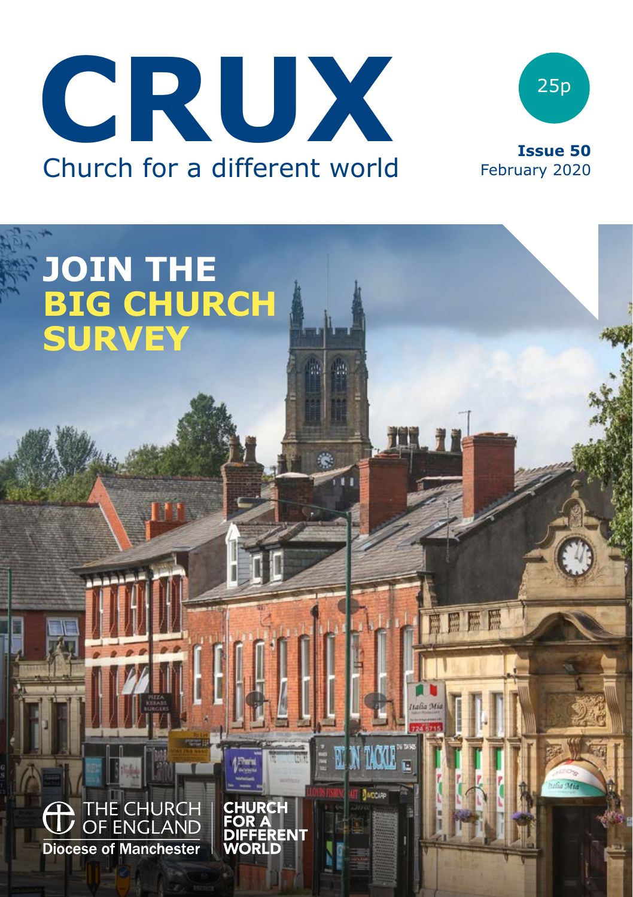# CRUX

Church for a different world

25p

**Issue 50**
February 2020

## JOIN THE BIG CHURCH SURVEY

THE CHURCH OF ENGLAND
Diocese of Manchester

CHURCH FOR A DIFFERENT WORLD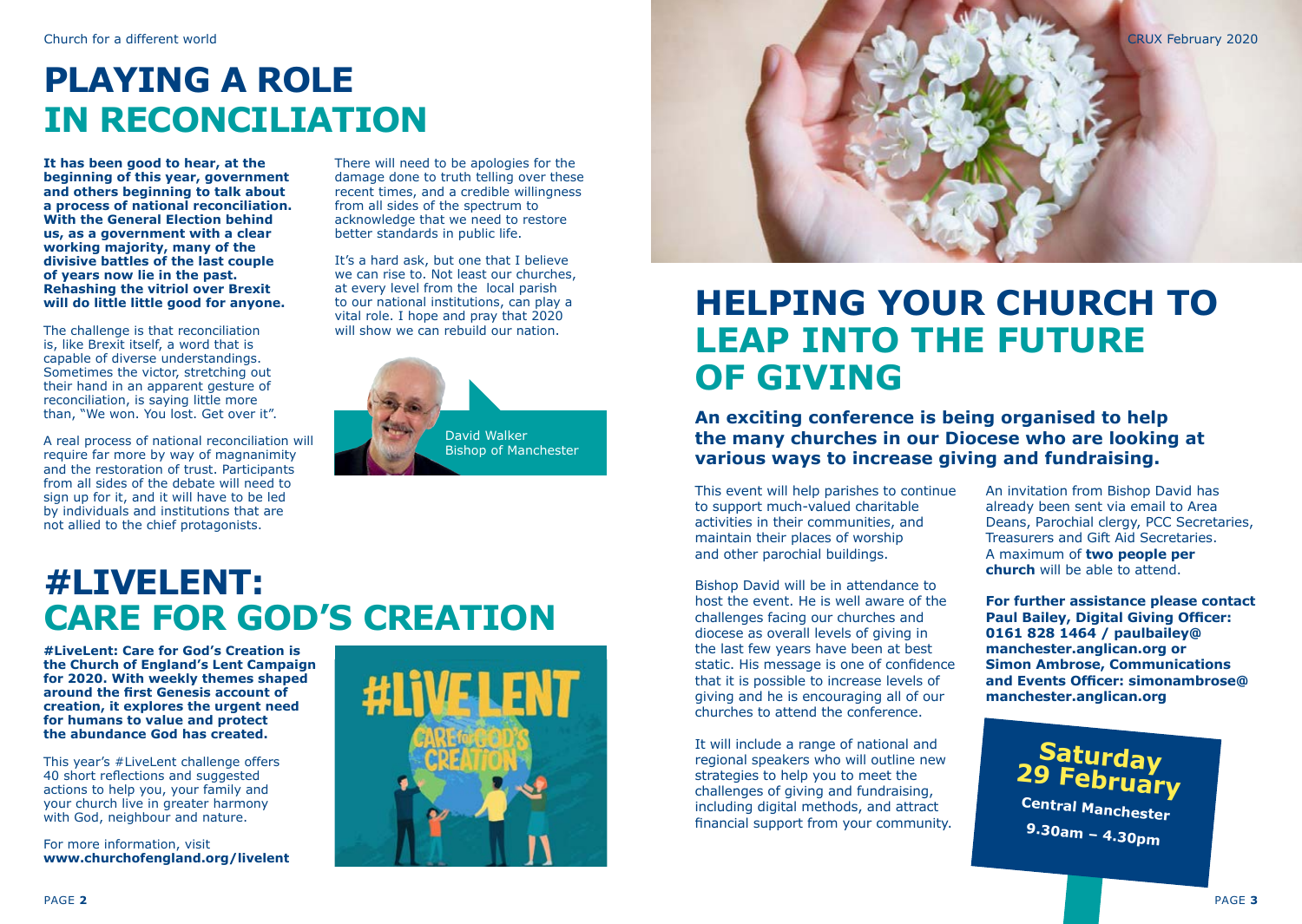# PLAYING A ROLE IN RECONCILIATION

**It has been good to hear, at the beginning of this year, government and others beginning to talk about a process of national reconciliation. With the General Election behind us, as a government with a clear working majority, many of the divisive battles of the last couple of years now lie in the past. Rehashing the vitriol over Brexit will do little little good for anyone.**

The challenge is that reconciliation is, like Brexit itself, a word that is capable of diverse understandings. Sometimes the victor, stretching out their hand in an apparent gesture of reconciliation, is saying little more than, "We won. You lost. Get over it".

A real process of national reconciliation will require far more by way of magnanimity and the restoration of trust. Participants from all sides of the debate will need to sign up for it, and it will have to be led by individuals and institutions that are not allied to the chief protagonists.

There will need to be apologies for the damage done to truth telling over these recent times, and a credible willingness from all sides of the spectrum to acknowledge that we need to restore better standards in public life.

It's a hard ask, but one that I believe we can rise to. Not least our churches, at every level from the local parish to our national institutions, can play a vital role. I hope and pray that 2020 will show we can rebuild our nation.

David Walker
Bishop of Manchester

# #LIVELENT: CARE FOR GOD'S CREATION

**#LiveLent: Care for God's Creation is the Church of England's Lent Campaign for 2020. With weekly themes shaped around the first Genesis account of creation, it explores the urgent need for humans to value and protect the abundance God has created.**

This year's #LiveLent challenge offers 40 short reflections and suggested actions to help you, your family and your church live in greater harmony with God, neighbour and nature.

For more information, visit **www.churchofengland.org/livelent**

# HELPING YOUR CHURCH TO LEAP INTO THE FUTURE OF GIVING

**An exciting conference is being organised to help the many churches in our Diocese who are looking at various ways to increase giving and fundraising.**

This event will help parishes to continue to support much-valued charitable activities in their communities, and maintain their places of worship and other parochial buildings.

Bishop David will be in attendance to host the event. He is well aware of the challenges facing our churches and diocese as overall levels of giving in the last few years have been at best static. His message is one of confidence that it is possible to increase levels of giving and he is encouraging all of our churches to attend the conference.

It will include a range of national and regional speakers who will outline new strategies to help you to meet the challenges of giving and fundraising, including digital methods, and attract financial support from your community.

An invitation from Bishop David has already been sent via email to Area Deans, Parochial clergy, PCC Secretaries, Treasurers and Gift Aid Secretaries. A maximum of **two people per church** will be able to attend.

**For further assistance please contact Paul Bailey, Digital Giving Officer: 0161 828 1464 / paulbailey@manchester.anglican.org or Simon Ambrose, Communications and Events Officer: simonambrose@manchester.anglican.org**

**Saturday 29 February**

**Central Manchester**

**9.30am – 4.30pm**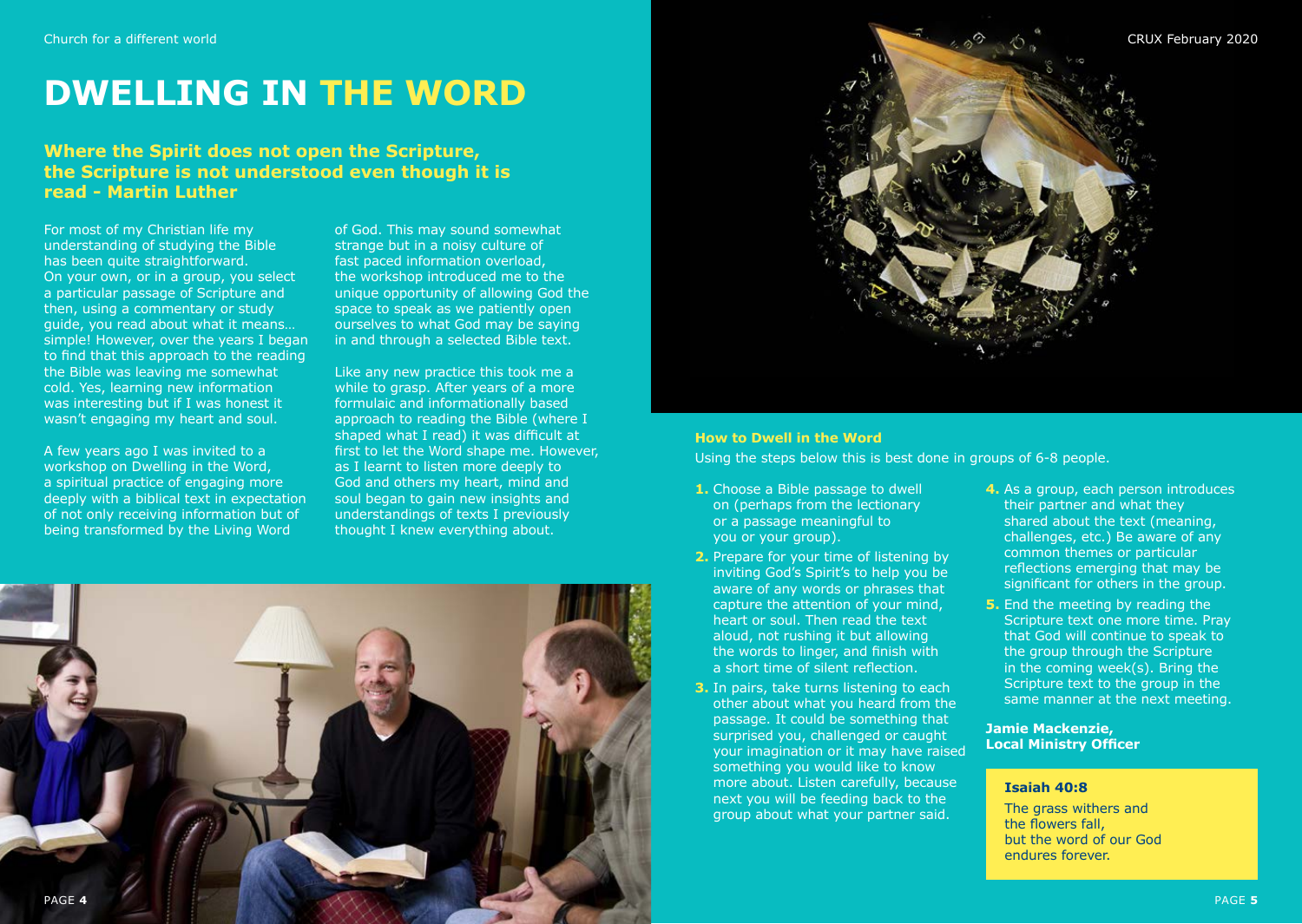# DWELLING IN THE WORD

**Where the Spirit does not open the Scripture, the Scripture is not understood even though it is read - Martin Luther**

For most of my Christian life my understanding of studying the Bible has been quite straightforward. On your own, or in a group, you select a particular passage of Scripture and then, using a commentary or study guide, you read about what it means… simple! However, over the years I began to find that this approach to the reading the Bible was leaving me somewhat cold. Yes, learning new information was interesting but if I was honest it wasn't engaging my heart and soul.

A few years ago I was invited to a workshop on Dwelling in the Word, a spiritual practice of engaging more deeply with a biblical text in expectation of not only receiving information but of being transformed by the Living Word of God. This may sound somewhat strange but in a noisy culture of fast paced information overload, the workshop introduced me to the unique opportunity of allowing God the space to speak as we patiently open ourselves to what God may be saying in and through a selected Bible text.

Like any new practice this took me a while to grasp. After years of a more formulaic and informationally based approach to reading the Bible (where I shaped what I read) it was difficult at first to let the Word shape me. However, as I learnt to listen more deeply to God and others my heart, mind and soul began to gain new insights and understandings of texts I previously thought I knew everything about.

**How to Dwell in the Word**

Using the steps below this is best done in groups of 6-8 people.

1. Choose a Bible passage to dwell on (perhaps from the lectionary or a passage meaningful to you or your group).
2. Prepare for your time of listening by inviting God's Spirit's to help you be aware of any words or phrases that capture the attention of your mind, heart or soul. Then read the text aloud, not rushing it but allowing the words to linger, and finish with a short time of silent reflection.
3. In pairs, take turns listening to each other about what you heard from the passage. It could be something that surprised you, challenged or caught your imagination or it may have raised something you would like to know more about. Listen carefully, because next you will be feeding back to the group about what your partner said.
4. As a group, each person introduces their partner and what they shared about the text (meaning, challenges, etc.) Be aware of any common themes or particular reflections emerging that may be significant for others in the group.
5. End the meeting by reading the Scripture text one more time. Pray that God will continue to speak to the group through the Scripture in the coming week(s). Bring the Scripture text to the group in the same manner at the next meeting.

**Jamie Mackenzie,**
**Local Ministry Officer**

**Isaiah 40:8**

The grass withers and
the flowers fall,
but the word of our God
endures forever.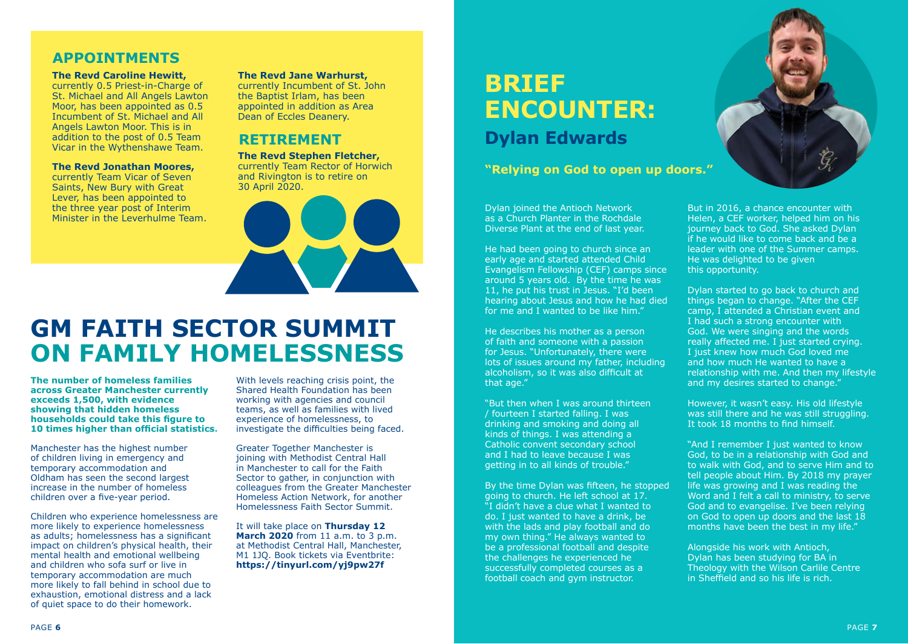## APPOINTMENTS

**The Revd Caroline Hewitt,** currently 0.5 Priest-in-Charge of St. Michael and All Angels Lawton Moor, has been appointed as 0.5 Incumbent of St. Michael and All Angels Lawton Moor. This is in addition to the post of 0.5 Team Vicar in the Wythenshawe Team.

**The Revd Jonathan Moores,** currently Team Vicar of Seven Saints, New Bury with Great Lever, has been appointed to the three year post of Interim Minister in the Leverhulme Team.

**The Revd Jane Warhurst,** currently Incumbent of St. John the Baptist Irlam, has been appointed in addition as Area Dean of Eccles Deanery.

## RETIREMENT

**The Revd Stephen Fletcher,** currently Team Rector of Horwich and Rivington is to retire on 30 April 2020.

# GM FAITH SECTOR SUMMIT ON FAMILY HOMELESSNESS

**The number of homeless families across Greater Manchester currently exceeds 1,500, with evidence showing that hidden homeless households could take this figure to 10 times higher than official statistics.**

Manchester has the highest number of children living in emergency and temporary accommodation and Oldham has seen the second largest increase in the number of homeless children over a five-year period.

Children who experience homelessness are more likely to experience homelessness as adults; homelessness has a significant impact on children's physical health, their mental health and emotional wellbeing and children who sofa surf or live in temporary accommodation are much more likely to fall behind in school due to exhaustion, emotional distress and a lack of quiet space to do their homework.

With levels reaching crisis point, the Shared Health Foundation has been working with agencies and council teams, as well as families with lived experience of homelessness, to investigate the difficulties being faced.

Greater Together Manchester is joining with Methodist Central Hall in Manchester to call for the Faith Sector to gather, in conjunction with colleagues from the Greater Manchester Homeless Action Network, for another Homelessness Faith Sector Summit.

It will take place on **Thursday 12 March 2020** from 11 a.m. to 3 p.m. at Methodist Central Hall, Manchester, M1 1JQ. Book tickets via Eventbrite: **https://tinyurl.com/yj9pw27f**

# BRIEF ENCOUNTER:

## Dylan Edwards

**"Relying on God to open up doors."**

Dylan joined the Antioch Network as a Church Planter in the Rochdale Diverse Plant at the end of last year.

He had been going to church since an early age and started attended Child Evangelism Fellowship (CEF) camps since around 5 years old. By the time he was 11, he put his trust in Jesus. "I'd been hearing about Jesus and how he had died for me and I wanted to be like him."

He describes his mother as a person of faith and someone with a passion for Jesus. "Unfortunately, there were lots of issues around my father, including alcoholism, so it was also difficult at that age."

"But then when I was around thirteen / fourteen I started falling. I was drinking and smoking and doing all kinds of things. I was attending a Catholic convent secondary school and I had to leave because I was getting in to all kinds of trouble."

By the time Dylan was fifteen, he stopped going to church. He left school at 17. "I didn't have a clue what I wanted to do. I just wanted to have a drink, be with the lads and play football and do my own thing." He always wanted to be a professional football and despite the challenges he experienced he successfully completed courses as a football coach and gym instructor.

But in 2016, a chance encounter with Helen, a CEF worker, helped him on his journey back to God. She asked Dylan if he would like to come back and be a leader with one of the Summer camps. He was delighted to be given this opportunity.

Dylan started to go back to church and things began to change. "After the CEF camp, I attended a Christian event and I had such a strong encounter with God. We were singing and the words really affected me. I just started crying. I just knew how much God loved me and how much He wanted to have a relationship with me. And then my lifestyle and my desires started to change."

However, it wasn't easy. His old lifestyle was still there and he was still struggling. It took 18 months to find himself.

"And I remember I just wanted to know God, to be in a relationship with God and to walk with God, and to serve Him and to tell people about Him. By 2018 my prayer life was growing and I was reading the Word and I felt a call to ministry, to serve God and to evangelise. I've been relying on God to open up doors and the last 18 months have been the best in my life."

Alongside his work with Antioch, Dylan has been studying for BA in Theology with the Wilson Carlile Centre in Sheffield and so his life is rich.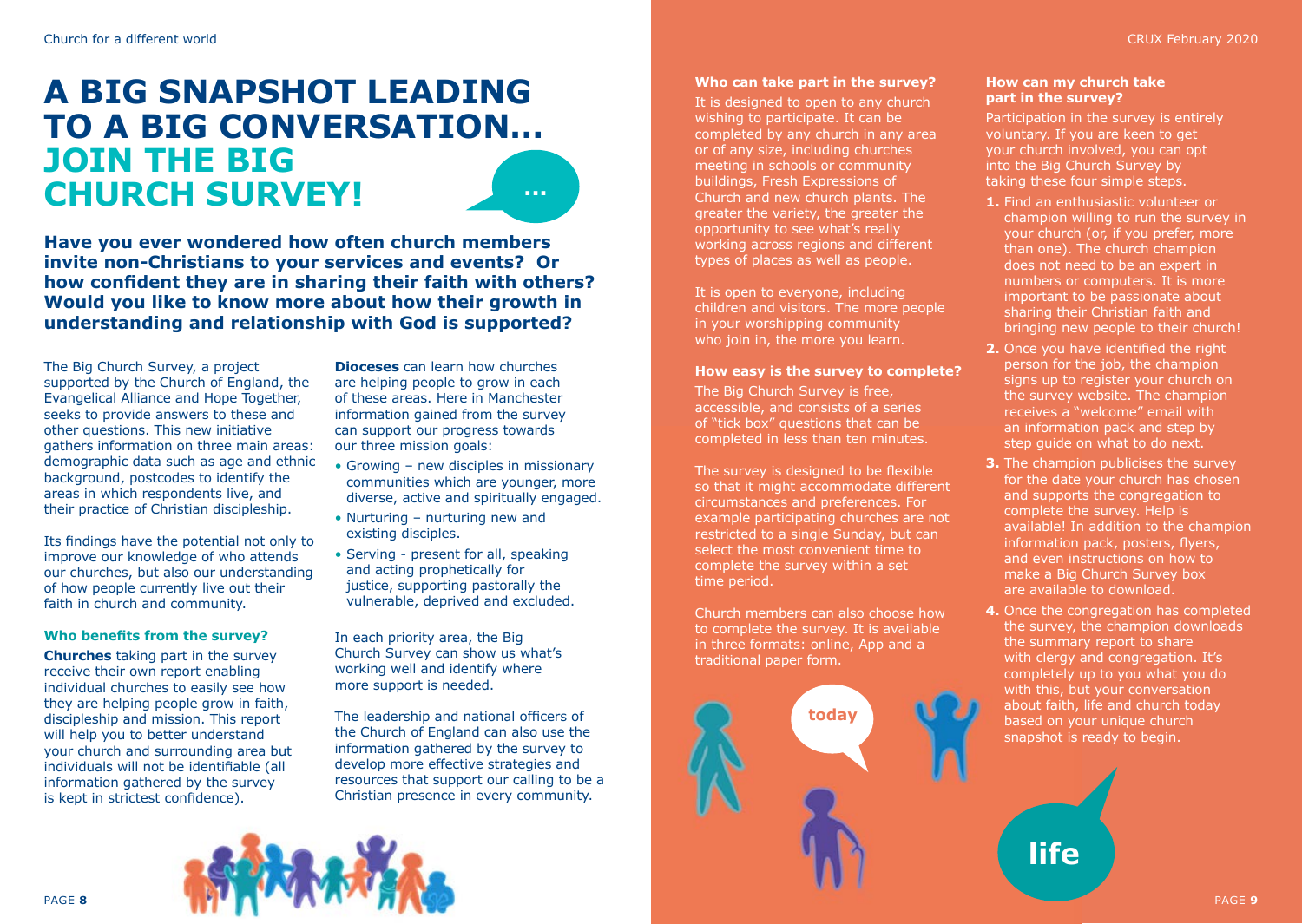# A BIG SNAPSHOT LEADING TO A BIG CONVERSATION… JOIN THE BIG CHURCH SURVEY!

**Have you ever wondered how often church members invite non-Christians to your services and events? Or how confident they are in sharing their faith with others? Would you like to know more about how their growth in understanding and relationship with God is supported?**

The Big Church Survey, a project supported by the Church of England, the Evangelical Alliance and Hope Together, seeks to provide answers to these and other questions. This new initiative gathers information on three main areas: demographic data such as age and ethnic background, postcodes to identify the areas in which respondents live, and their practice of Christian discipleship.

Its findings have the potential not only to improve our knowledge of who attends our churches, but also our understanding of how people currently live out their faith in church and community.

### Who benefits from the survey?

**Churches** taking part in the survey receive their own report enabling individual churches to easily see how they are helping people grow in faith, discipleship and mission. This report will help you to better understand your church and surrounding area but individuals will not be identifiable (all information gathered by the survey is kept in strictest confidence).

**Dioceses** can learn how churches are helping people to grow in each of these areas. Here in Manchester information gained from the survey can support our progress towards our three mission goals:

- Growing – new disciples in missionary communities which are younger, more diverse, active and spiritually engaged.
- Nurturing – nurturing new and existing disciples.
- Serving - present for all, speaking and acting prophetically for justice, supporting pastorally the vulnerable, deprived and excluded.

In each priority area, the Big Church Survey can show us what's working well and identify where more support is needed.

The leadership and national officers of the Church of England can also use the information gathered by the survey to develop more effective strategies and resources that support our calling to be a Christian presence in every community.

### Who can take part in the survey?

It is designed to open to any church wishing to participate. It can be completed by any church in any area or of any size, including churches meeting in schools or community buildings, Fresh Expressions of Church and new church plants. The greater the variety, the greater the opportunity to see what's really working across regions and different types of places as well as people.

It is open to everyone, including children and visitors. The more people in your worshipping community who join in, the more you learn.

### How easy is the survey to complete?

The Big Church Survey is free, accessible, and consists of a series of "tick box" questions that can be completed in less than ten minutes.

The survey is designed to be flexible so that it might accommodate different circumstances and preferences. For example participating churches are not restricted to a single Sunday, but can select the most convenient time to complete the survey within a set time period.

Church members can also choose how to complete the survey. It is available in three formats: online, App and a traditional paper form.

### How can my church take part in the survey?

Participation in the survey is entirely voluntary. If you are keen to get your church involved, you can opt into the Big Church Survey by taking these four simple steps.

1. Find an enthusiastic volunteer or champion willing to run the survey in your church (or, if you prefer, more than one). The church champion does not need to be an expert in numbers or computers. It is more important to be passionate about sharing their Christian faith and bringing new people to their church!
2. Once you have identified the right person for the job, the champion signs up to register your church on the survey website. The champion receives a "welcome" email with an information pack and step by step guide on what to do next.
3. The champion publicises the survey for the date your church has chosen and supports the congregation to complete the survey. Help is available! In addition to the champion information pack, posters, flyers, and even instructions on how to make a Big Church Survey box are available to download.
4. Once the congregation has completed the survey, the champion downloads the summary report to share with clergy and congregation. It's completely up to you what you do with this, but your conversation about faith, life and church today based on your unique church snapshot is ready to begin.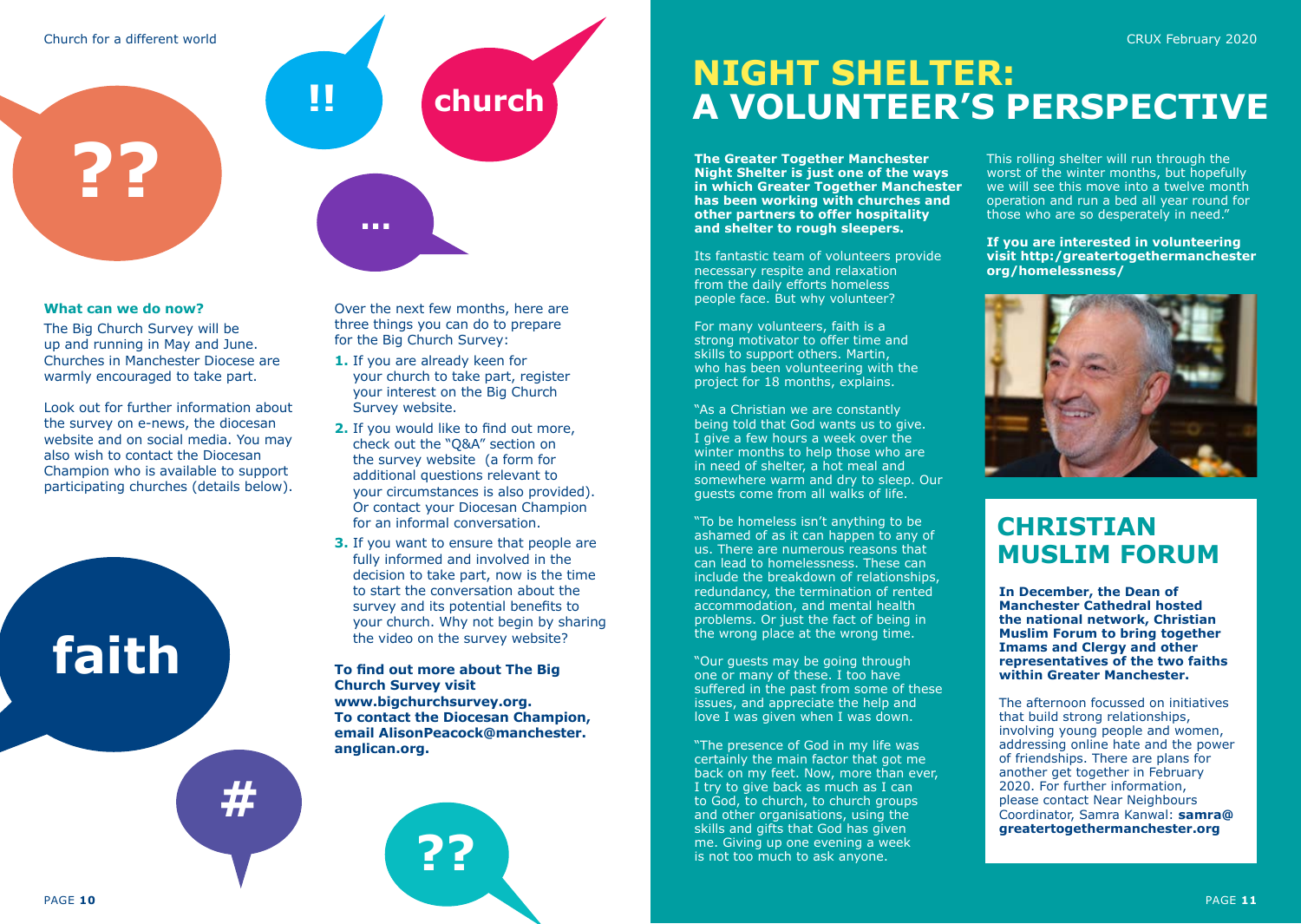## What can we do now?

The Big Church Survey will be up and running in May and June. Churches in Manchester Diocese are warmly encouraged to take part.

Look out for further information about the survey on e-news, the diocesan website and on social media. You may also wish to contact the Diocesan Champion who is available to support participating churches (details below).

Over the next few months, here are three things you can do to prepare for the Big Church Survey:

1. If you are already keen for your church to take part, register your interest on the Big Church Survey website.
2. If you would like to find out more, check out the "Q&A" section on the survey website (a form for additional questions relevant to your circumstances is also provided). Or contact your Diocesan Champion for an informal conversation.
3. If you want to ensure that people are fully informed and involved in the decision to take part, now is the time to start the conversation about the survey and its potential benefits to your church. Why not begin by sharing the video on the survey website?

**To find out more about The Big Church Survey visit www.bigchurchsurvey.org. To contact the Diocesan Champion, email AlisonPeacock@manchester.anglican.org.**

# NIGHT SHELTER: A VOLUNTEER'S PERSPECTIVE

**The Greater Together Manchester Night Shelter is just one of the ways in which Greater Together Manchester has been working with churches and other partners to offer hospitality and shelter to rough sleepers.**

Its fantastic team of volunteers provide necessary respite and relaxation from the daily efforts homeless people face. But why volunteer?

For many volunteers, faith is a strong motivator to offer time and skills to support others. Martin, who has been volunteering with the project for 18 months, explains.

"As a Christian we are constantly being told that God wants us to give. I give a few hours a week over the winter months to help those who are in need of shelter, a hot meal and somewhere warm and dry to sleep. Our guests come from all walks of life.

"To be homeless isn't anything to be ashamed of as it can happen to any of us. There are numerous reasons that can lead to homelessness. These can include the breakdown of relationships, redundancy, the termination of rented accommodation, and mental health problems. Or just the fact of being in the wrong place at the wrong time.

"Our guests may be going through one or many of these. I too have suffered in the past from some of these issues, and appreciate the help and love I was given when I was down.

"The presence of God in my life was certainly the main factor that got me back on my feet. Now, more than ever, I try to give back as much as I can to God, to church, to church groups and other organisations, using the skills and gifts that God has given me. Giving up one evening a week is not too much to ask anyone.

This rolling shelter will run through the worst of the winter months, but hopefully we will see this move into a twelve month operation and run a bed all year round for those who are so desperately in need."

**If you are interested in volunteering visit http:/greatertogethermanchester org/homelessness/**

## CHRISTIAN MUSLIM FORUM

**In December, the Dean of Manchester Cathedral hosted the national network, Christian Muslim Forum to bring together Imams and Clergy and other representatives of the two faiths within Greater Manchester.**

The afternoon focussed on initiatives that build strong relationships, involving young people and women, addressing online hate and the power of friendships. There are plans for another get together in February 2020. For further information, please contact Near Neighbours Coordinator, Samra Kanwal: **samra@greatertogethermanchester.org**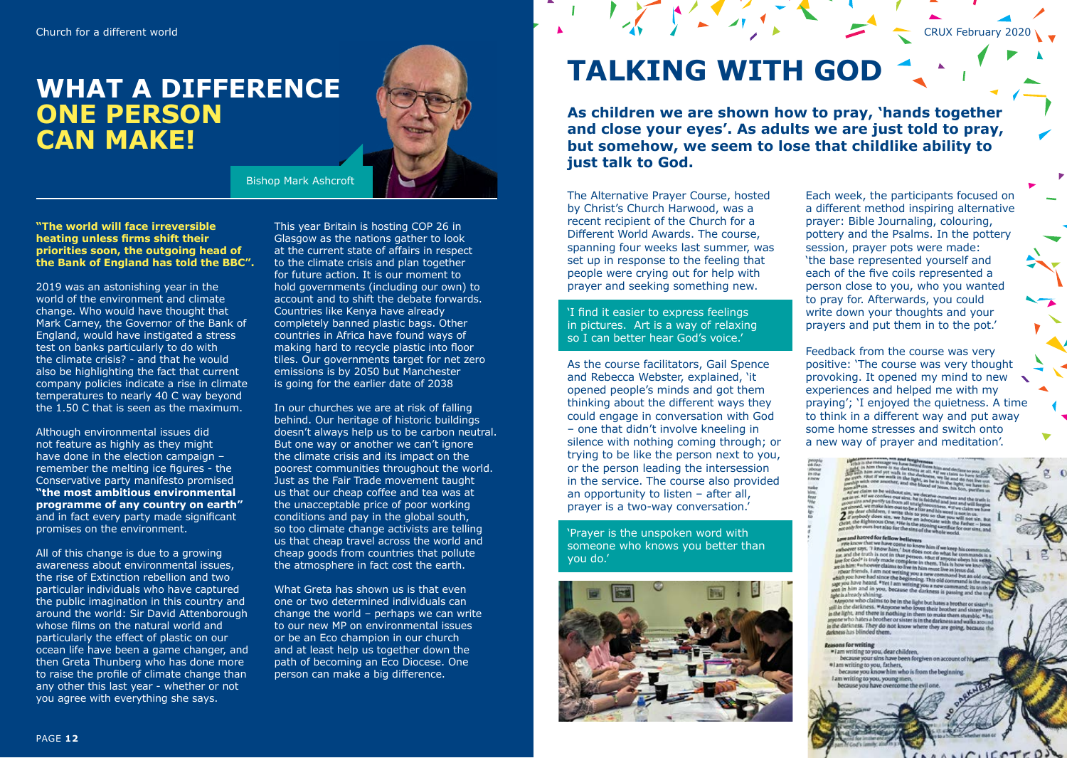# WHAT A DIFFERENCE ONE PERSON CAN MAKE!

Bishop Mark Ashcroft

**"The world will face irreversible heating unless firms shift their priorities soon, the outgoing head of the Bank of England has told the BBC".**

2019 was an astonishing year in the world of the environment and climate change. Who would have thought that Mark Carney, the Governor of the Bank of England, would have instigated a stress test on banks particularly to do with the climate crisis? - and that he would also be highlighting the fact that current company policies indicate a rise in climate temperatures to nearly 40 C way beyond the 1.50 C that is seen as the maximum.

Although environmental issues did not feature as highly as they might have done in the election campaign – remember the melting ice figures - the Conservative party manifesto promised **"the most ambitious environmental programme of any country on earth"** and in fact every party made significant promises on the environment.

All of this change is due to a growing awareness about environmental issues, the rise of Extinction rebellion and two particular individuals who have captured the public imagination in this country and around the world: Sir David Attenborough whose films on the natural world and particularly the effect of plastic on our ocean life have been a game changer, and then Greta Thunberg who has done more to raise the profile of climate change than any other this last year - whether or not you agree with everything she says.

This year Britain is hosting COP 26 in Glasgow as the nations gather to look at the current state of affairs in respect to the climate crisis and plan together for future action. It is our moment to hold governments (including our own) to account and to shift the debate forwards. Countries like Kenya have already completely banned plastic bags. Other countries in Africa have found ways of making hard to recycle plastic into floor tiles. Our governments target for net zero emissions is by 2050 but Manchester is going for the earlier date of 2038

In our churches we are at risk of falling behind. Our heritage of historic buildings doesn't always help us to be carbon neutral. But one way or another we can't ignore the climate crisis and its impact on the poorest communities throughout the world. Just as the Fair Trade movement taught us that our cheap coffee and tea was at the unacceptable price of poor working conditions and pay in the global south, so too climate change activists are telling us that cheap travel across the world and cheap goods from countries that pollute the atmosphere in fact cost the earth.

What Greta has shown us is that even one or two determined individuals can change the world – perhaps we can write to our new MP on environmental issues or be an Eco champion in our church and at least help us together down the path of becoming an Eco Diocese. One person can make a big difference.

# TALKING WITH GOD

**As children we are shown how to pray, 'hands together and close your eyes'. As adults we are just told to pray, but somehow, we seem to lose that childlike ability to just talk to God.**

The Alternative Prayer Course, hosted by Christ's Church Harwood, was a recent recipient of the Church for a Different World Awards. The course, spanning four weeks last summer, was set up in response to the feeling that people were crying out for help with prayer and seeking something new.

'I find it easier to express feelings in pictures. Art is a way of relaxing so I can better hear God's voice.'

As the course facilitators, Gail Spence and Rebecca Webster, explained, 'it opened people's minds and got them thinking about the different ways they could engage in conversation with God – one that didn't involve kneeling in silence with nothing coming through; or trying to be like the person next to you, or the person leading the intersession in the service. The course also provided an opportunity to listen – after all, prayer is a two-way conversation.'

'Prayer is the unspoken word with someone who knows you better than you do.'

Each week, the participants focused on a different method inspiring alternative prayer: Bible Journaling, colouring, pottery and the Psalms. In the pottery session, prayer pots were made: 'the base represented yourself and each of the five coils represented a person close to you, who you wanted to pray for. Afterwards, you could write down your thoughts and your prayers and put them in to the pot.'

Feedback from the course was very positive: 'The course was very thought provoking. It opened my mind to new experiences and helped me with my praying'; 'I enjoyed the quietness. A time to think in a different way and put away some home stresses and switch onto a new way of prayer and meditation'.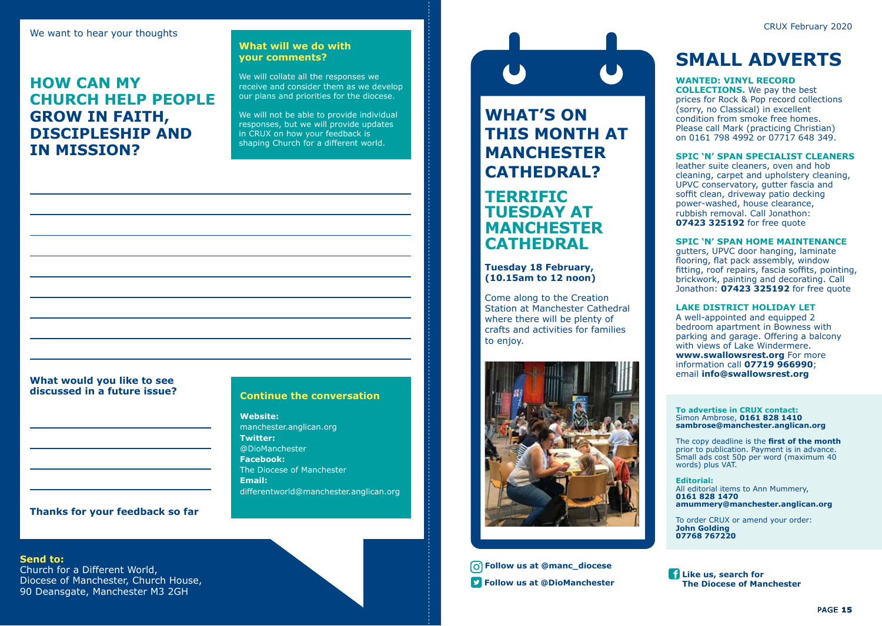We want to hear your thoughts

## HOW CAN MY CHURCH HELP PEOPLE GROW IN FAITH, DISCIPLESHIP AND IN MISSION?

### What will we do with your comments?

We will collate all the responses we receive and consider them as we develop our plans and priorities for the diocese.

We will not be able to provide individual responses, but we will provide updates in CRUX on how your feedback is shaping Church for a different world.

**What would you like to see discussed in a future issue?**

**Thanks for your feedback so far**

### Continue the conversation

**Website:**
manchester.anglican.org
**Twitter:**
@DioManchester
**Facebook:**
The Diocese of Manchester
**Email:**
differentworld@manchester.anglican.org

**Send to:**
Church for a Different World,
Diocese of Manchester, Church House,
90 Deansgate, Manchester M3 2GH

## WHAT'S ON THIS MONTH AT MANCHESTER CATHEDRAL?

### TERRIFIC TUESDAY AT MANCHESTER CATHEDRAL

**Tuesday 18 February, (10.15am to 12 noon)**

Come along to the Creation Station at Manchester Cathedral where there will be plenty of crafts and activities for families to enjoy.

**Follow us at @manc_diocese**

**Follow us at @DioManchester**

## SMALL ADVERTS

**WANTED: VINYL RECORD COLLECTIONS.** We pay the best prices for Rock & Pop record collections (sorry, no Classical) in excellent condition from smoke free homes. Please call Mark (practicing Christian) on 0161 798 4992 or 07717 648 349.

**SPIC 'N' SPAN SPECIALIST CLEANERS**
leather suite cleaners, oven and hob cleaning, carpet and upholstery cleaning, UPVC conservatory, gutter fascia and soffit clean, driveway patio decking power-washed, house clearance, rubbish removal. Call Jonathon: **07423 325192** for free quote

**SPIC 'N' SPAN HOME MAINTENANCE**
gutters, UPVC door hanging, laminate flooring, flat pack assembly, window fitting, roof repairs, fascia soffits, pointing, brickwork, painting and decorating. Call Jonathon: **07423 325192** for free quote

**LAKE DISTRICT HOLIDAY LET**
A well-appointed and equipped 2 bedroom apartment in Bowness with parking and garage. Offering a balcony with views of Lake Windermere. **www.swallowsrest.org** For more information call **07719 966990**; email **info@swallowsrest.org**

**To advertise in CRUX contact:**
Simon Ambrose, **0161 828 1410**
**sambrose@manchester.anglican.org**

The copy deadline is the **first of the month** prior to publication. Payment is in advance. Small ads cost 50p per word (maximum 40 words) plus VAT.

**Editorial:**
All editorial items to Ann Mummery,
**0161 828 1470**
**amummery@manchester.anglican.org**

To order CRUX or amend your order:
**John Golding**
**07768 767220**

**Like us, search for The Diocese of Manchester**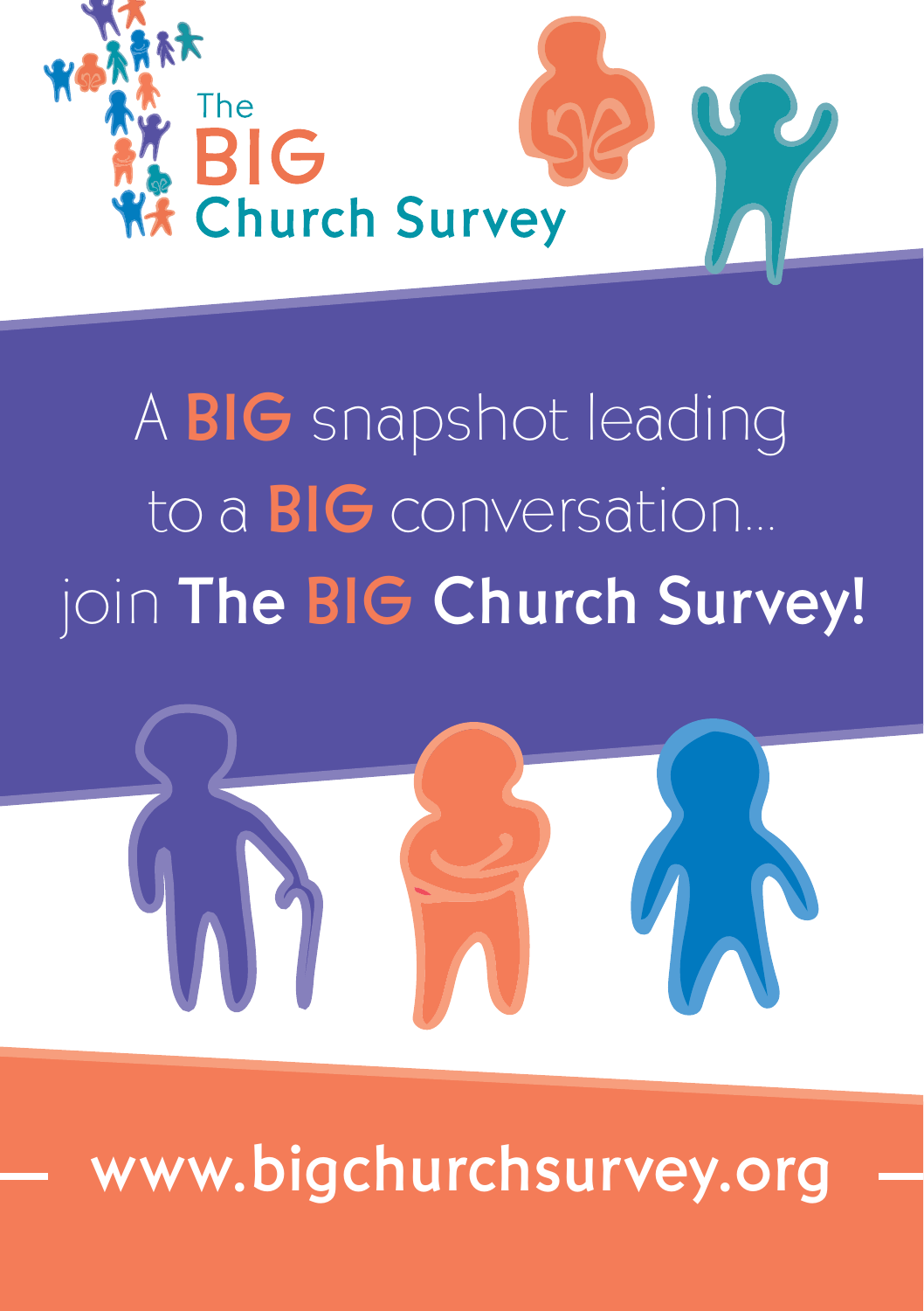The **BIG** Church Survey

# A **BIG** snapshot leading to a **BIG** conversation... join **The BIG Church Survey!**

www.bigchurchsurvey.org